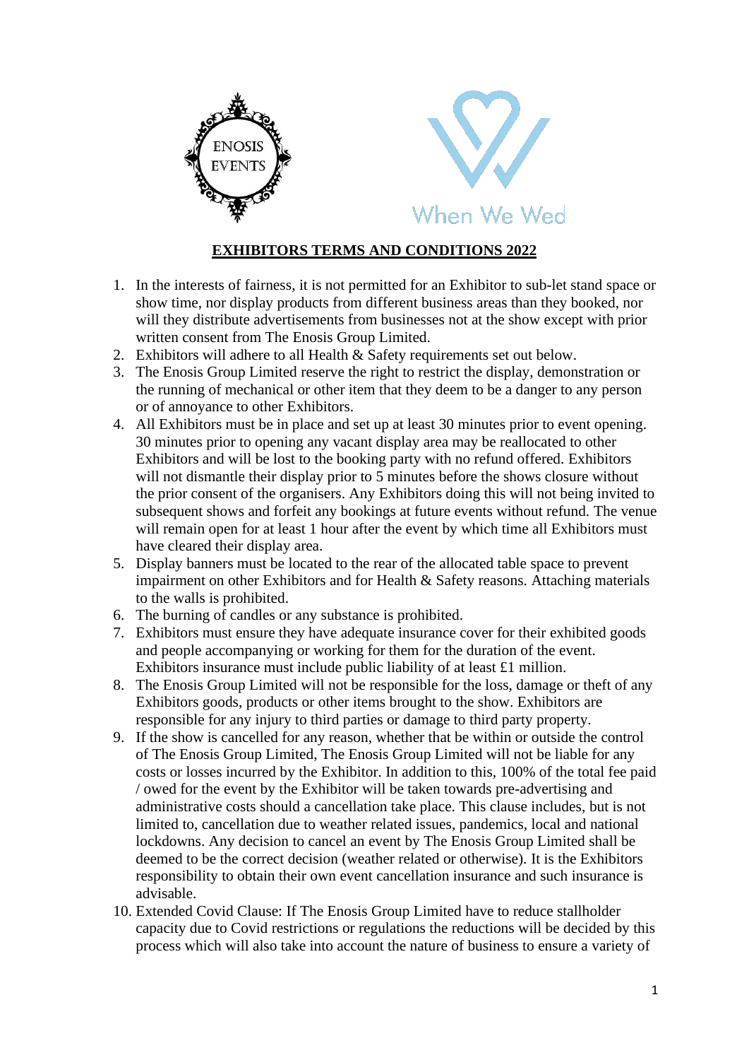ENOSIS EVENTS

When We Wed

# EXHIBITORS TERMS AND CONDITIONS 2022

1. In the interests of fairness, it is not permitted for an Exhibitor to sub-let stand space or show time, nor display products from different business areas than they booked, nor will they distribute advertisements from businesses not at the show except with prior written consent from The Enosis Group Limited.
2. Exhibitors will adhere to all Health & Safety requirements set out below.
3. The Enosis Group Limited reserve the right to restrict the display, demonstration or the running of mechanical or other item that they deem to be a danger to any person or of annoyance to other Exhibitors.
4. All Exhibitors must be in place and set up at least 30 minutes prior to event opening. 30 minutes prior to opening any vacant display area may be reallocated to other Exhibitors and will be lost to the booking party with no refund offered. Exhibitors will not dismantle their display prior to 5 minutes before the shows closure without the prior consent of the organisers. Any Exhibitors doing this will not being invited to subsequent shows and forfeit any bookings at future events without refund. The venue will remain open for at least 1 hour after the event by which time all Exhibitors must have cleared their display area.
5. Display banners must be located to the rear of the allocated table space to prevent impairment on other Exhibitors and for Health & Safety reasons. Attaching materials to the walls is prohibited.
6. The burning of candles or any substance is prohibited.
7. Exhibitors must ensure they have adequate insurance cover for their exhibited goods and people accompanying or working for them for the duration of the event. Exhibitors insurance must include public liability of at least £1 million.
8. The Enosis Group Limited will not be responsible for the loss, damage or theft of any Exhibitors goods, products or other items brought to the show. Exhibitors are responsible for any injury to third parties or damage to third party property.
9. If the show is cancelled for any reason, whether that be within or outside the control of The Enosis Group Limited, The Enosis Group Limited will not be liable for any costs or losses incurred by the Exhibitor. In addition to this, 100% of the total fee paid / owed for the event by the Exhibitor will be taken towards pre-advertising and administrative costs should a cancellation take place. This clause includes, but is not limited to, cancellation due to weather related issues, pandemics, local and national lockdowns. Any decision to cancel an event by The Enosis Group Limited shall be deemed to be the correct decision (weather related or otherwise). It is the Exhibitors responsibility to obtain their own event cancellation insurance and such insurance is advisable.
10. Extended Covid Clause: If The Enosis Group Limited have to reduce stallholder capacity due to Covid restrictions or regulations the reductions will be decided by this process which will also take into account the nature of business to ensure a variety of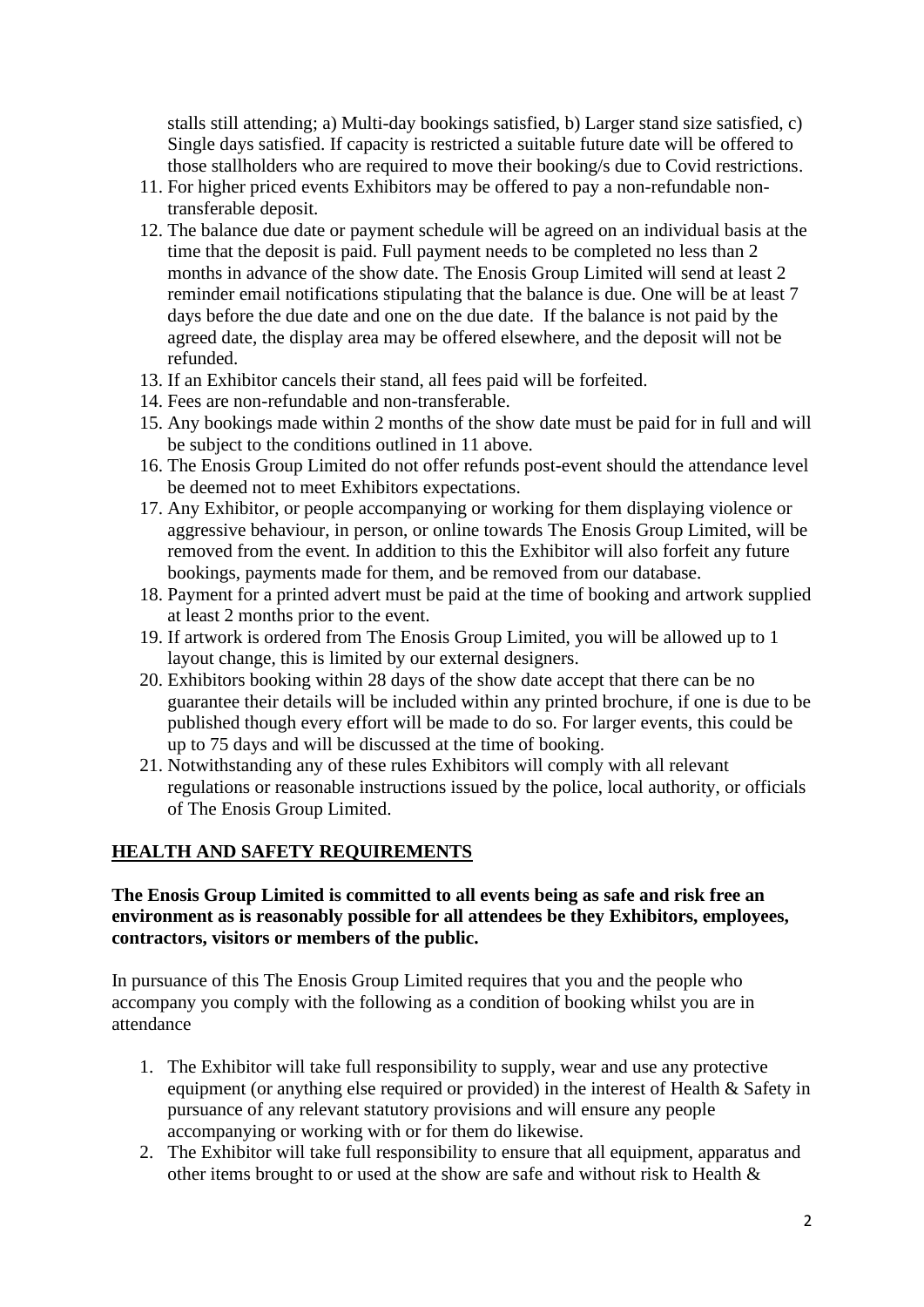stalls still attending; a) Multi-day bookings satisfied, b) Larger stand size satisfied, c) Single days satisfied. If capacity is restricted a suitable future date will be offered to those stallholders who are required to move their booking/s due to Covid restrictions.

11. For higher priced events Exhibitors may be offered to pay a non-refundable non-transferable deposit.
12. The balance due date or payment schedule will be agreed on an individual basis at the time that the deposit is paid. Full payment needs to be completed no less than 2 months in advance of the show date. The Enosis Group Limited will send at least 2 reminder email notifications stipulating that the balance is due. One will be at least 7 days before the due date and one on the due date. If the balance is not paid by the agreed date, the display area may be offered elsewhere, and the deposit will not be refunded.
13. If an Exhibitor cancels their stand, all fees paid will be forfeited.
14. Fees are non-refundable and non-transferable.
15. Any bookings made within 2 months of the show date must be paid for in full and will be subject to the conditions outlined in 11 above.
16. The Enosis Group Limited do not offer refunds post-event should the attendance level be deemed not to meet Exhibitors expectations.
17. Any Exhibitor, or people accompanying or working for them displaying violence or aggressive behaviour, in person, or online towards The Enosis Group Limited, will be removed from the event. In addition to this the Exhibitor will also forfeit any future bookings, payments made for them, and be removed from our database.
18. Payment for a printed advert must be paid at the time of booking and artwork supplied at least 2 months prior to the event.
19. If artwork is ordered from The Enosis Group Limited, you will be allowed up to 1 layout change, this is limited by our external designers.
20. Exhibitors booking within 28 days of the show date accept that there can be no guarantee their details will be included within any printed brochure, if one is due to be published though every effort will be made to do so. For larger events, this could be up to 75 days and will be discussed at the time of booking.
21. Notwithstanding any of these rules Exhibitors will comply with all relevant regulations or reasonable instructions issued by the police, local authority, or officials of The Enosis Group Limited.

## HEALTH AND SAFETY REQUIREMENTS

**The Enosis Group Limited is committed to all events being as safe and risk free an environment as is reasonably possible for all attendees be they Exhibitors, employees, contractors, visitors or members of the public.**

In pursuance of this The Enosis Group Limited requires that you and the people who accompany you comply with the following as a condition of booking whilst you are in attendance

1. The Exhibitor will take full responsibility to supply, wear and use any protective equipment (or anything else required or provided) in the interest of Health & Safety in pursuance of any relevant statutory provisions and will ensure any people accompanying or working with or for them do likewise.
2. The Exhibitor will take full responsibility to ensure that all equipment, apparatus and other items brought to or used at the show are safe and without risk to Health &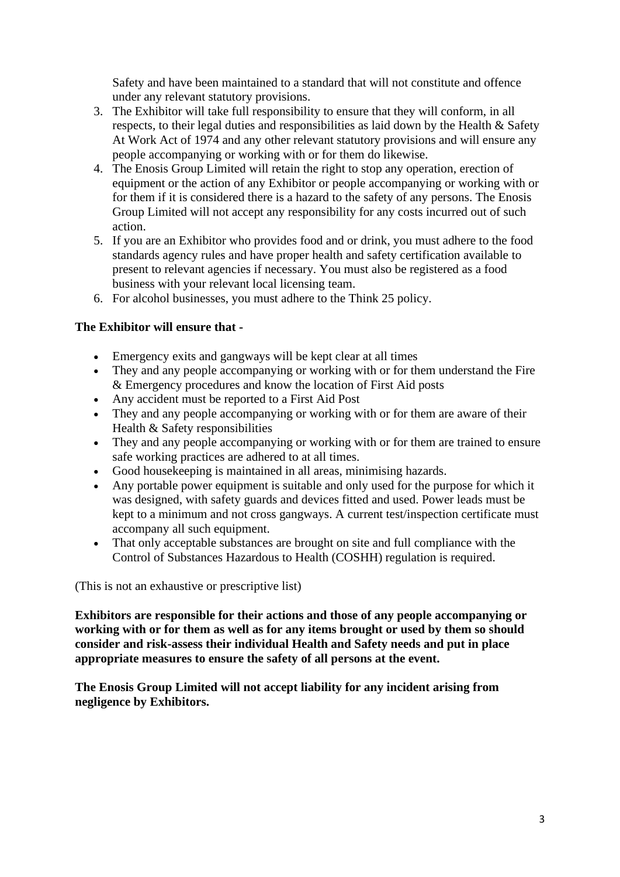Safety and have been maintained to a standard that will not constitute and offence under any relevant statutory provisions.

3. The Exhibitor will take full responsibility to ensure that they will conform, in all respects, to their legal duties and responsibilities as laid down by the Health & Safety At Work Act of 1974 and any other relevant statutory provisions and will ensure any people accompanying or working with or for them do likewise.
4. The Enosis Group Limited will retain the right to stop any operation, erection of equipment or the action of any Exhibitor or people accompanying or working with or for them if it is considered there is a hazard to the safety of any persons. The Enosis Group Limited will not accept any responsibility for any costs incurred out of such action.
5. If you are an Exhibitor who provides food and or drink, you must adhere to the food standards agency rules and have proper health and safety certification available to present to relevant agencies if necessary. You must also be registered as a food business with your relevant local licensing team.
6. For alcohol businesses, you must adhere to the Think 25 policy.

**The Exhibitor will ensure that -**

- Emergency exits and gangways will be kept clear at all times
- They and any people accompanying or working with or for them understand the Fire & Emergency procedures and know the location of First Aid posts
- Any accident must be reported to a First Aid Post
- They and any people accompanying or working with or for them are aware of their Health & Safety responsibilities
- They and any people accompanying or working with or for them are trained to ensure safe working practices are adhered to at all times.
- Good housekeeping is maintained in all areas, minimising hazards.
- Any portable power equipment is suitable and only used for the purpose for which it was designed, with safety guards and devices fitted and used. Power leads must be kept to a minimum and not cross gangways. A current test/inspection certificate must accompany all such equipment.
- That only acceptable substances are brought on site and full compliance with the Control of Substances Hazardous to Health (COSHH) regulation is required.

(This is not an exhaustive or prescriptive list)

**Exhibitors are responsible for their actions and those of any people accompanying or working with or for them as well as for any items brought or used by them so should consider and risk-assess their individual Health and Safety needs and put in place appropriate measures to ensure the safety of all persons at the event.**

**The Enosis Group Limited will not accept liability for any incident arising from negligence by Exhibitors.**